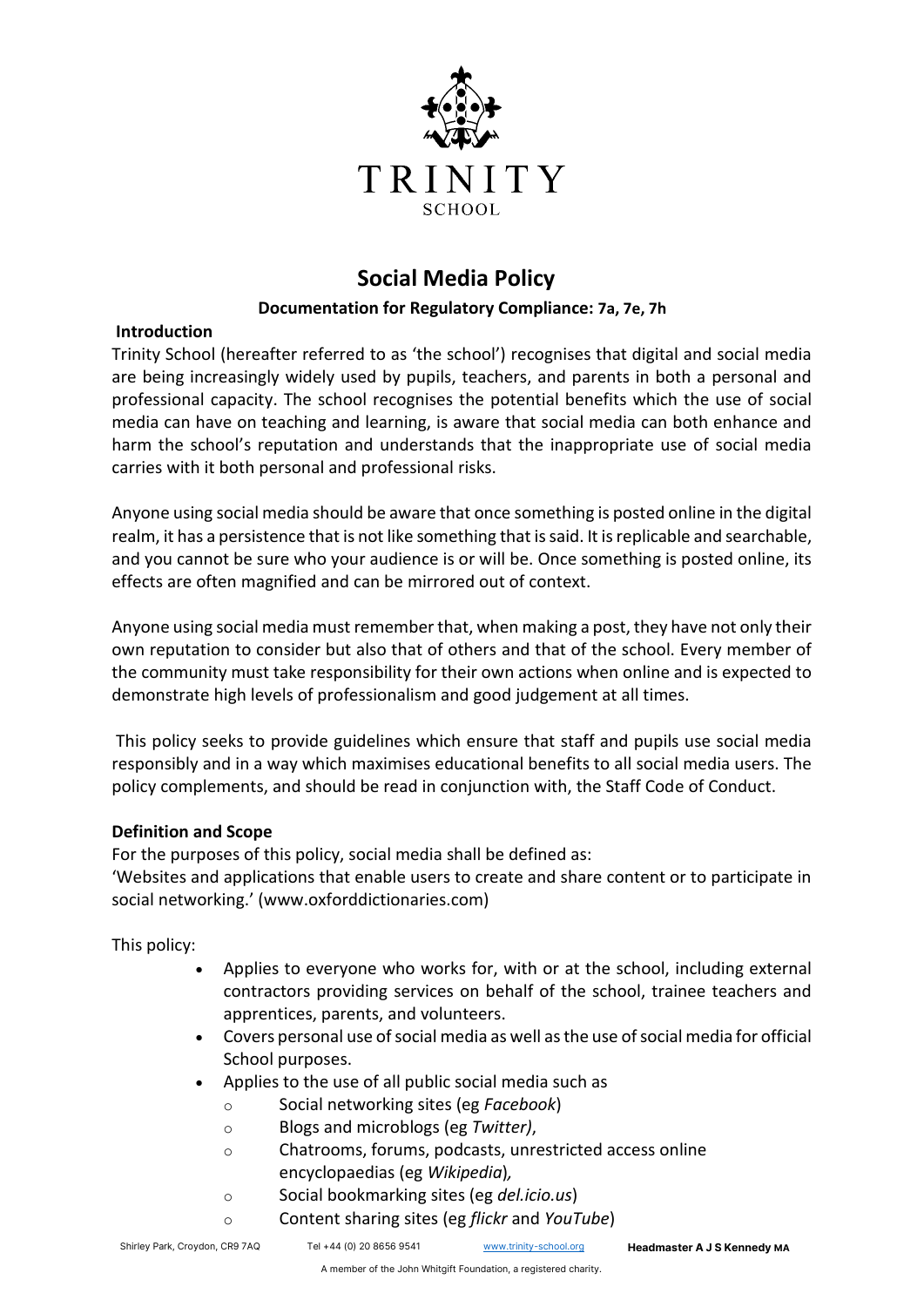# Social Media Policy

**Documentation for Regulatory Compliance: 7a, 7e, 7h**

## Introduction

Trinity School (hereafter referred to as 'the school') recognises that digital and social media are being increasingly widely used by pupils, teachers, and parents in both a personal and professional capacity. The school recognises the potential benefits which the use of social media can have on teaching and learning, is aware that social media can both enhance and harm the school's reputation and understands that the inappropriate use of social media carries with it both personal and professional risks.

Anyone using social media should be aware that once something is posted online in the digital realm, it has a persistence that is not like something that is said. It is replicable and searchable, and you cannot be sure who your audience is or will be. Once something is posted online, its effects are often magnified and can be mirrored out of context.

Anyone using social media must remember that, when making a post, they have not only their own reputation to consider but also that of others and that of the school. Every member of the community must take responsibility for their own actions when online and is expected to demonstrate high levels of professionalism and good judgement at all times.

This policy seeks to provide guidelines which ensure that staff and pupils use social media responsibly and in a way which maximises educational benefits to all social media users. The policy complements, and should be read in conjunction with, the Staff Code of Conduct.

## Definition and Scope

For the purposes of this policy, social media shall be defined as:
'Websites and applications that enable users to create and share content or to participate in social networking.' (www.oxforddictionaries.com)

This policy:

- Applies to everyone who works for, with or at the school, including external contractors providing services on behalf of the school, trainee teachers and apprentices, parents, and volunteers.
- Covers personal use of social media as well as the use of social media for official School purposes.
- Applies to the use of all public social media such as
  - Social networking sites (eg *Facebook*)
  - Blogs and microblogs (eg *Twitter)*,
  - Chatrooms, forums, podcasts, unrestricted access online encyclopaedias (eg *Wikipedia*)*,*
  - Social bookmarking sites (eg *del.icio.us*)
  - Content sharing sites (eg *flickr* and *YouTube*)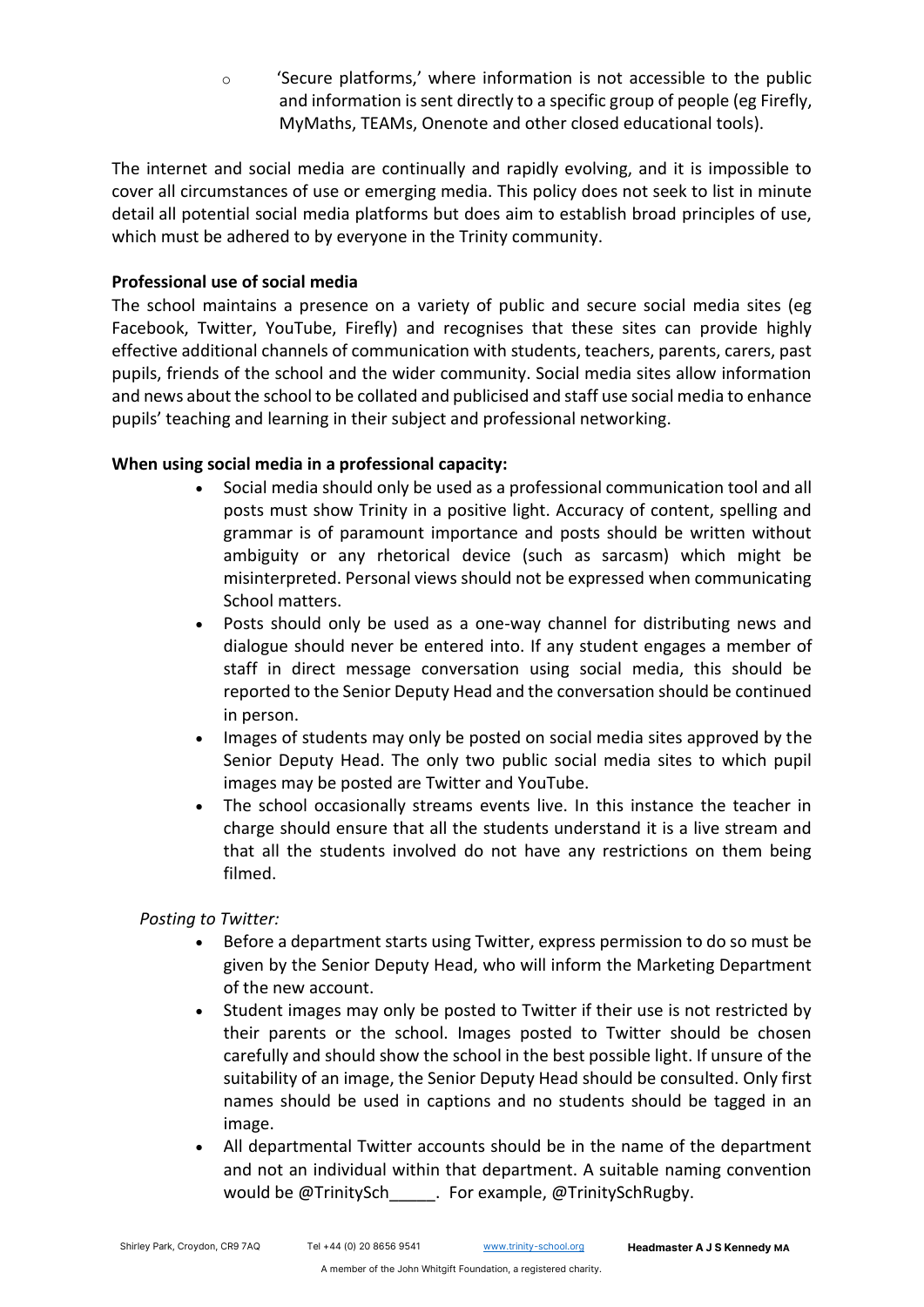- 'Secure platforms,' where information is not accessible to the public and information is sent directly to a specific group of people (eg Firefly, MyMaths, TEAMs, Onenote and other closed educational tools).

The internet and social media are continually and rapidly evolving, and it is impossible to cover all circumstances of use or emerging media. This policy does not seek to list in minute detail all potential social media platforms but does aim to establish broad principles of use, which must be adhered to by everyone in the Trinity community.

**Professional use of social media**

The school maintains a presence on a variety of public and secure social media sites (eg Facebook, Twitter, YouTube, Firefly) and recognises that these sites can provide highly effective additional channels of communication with students, teachers, parents, carers, past pupils, friends of the school and the wider community. Social media sites allow information and news about the school to be collated and publicised and staff use social media to enhance pupils' teaching and learning in their subject and professional networking.

**When using social media in a professional capacity:**

- Social media should only be used as a professional communication tool and all posts must show Trinity in a positive light. Accuracy of content, spelling and grammar is of paramount importance and posts should be written without ambiguity or any rhetorical device (such as sarcasm) which might be misinterpreted. Personal views should not be expressed when communicating School matters.
- Posts should only be used as a one-way channel for distributing news and dialogue should never be entered into. If any student engages a member of staff in direct message conversation using social media, this should be reported to the Senior Deputy Head and the conversation should be continued in person.
- Images of students may only be posted on social media sites approved by the Senior Deputy Head. The only two public social media sites to which pupil images may be posted are Twitter and YouTube.
- The school occasionally streams events live. In this instance the teacher in charge should ensure that all the students understand it is a live stream and that all the students involved do not have any restrictions on them being filmed.

*Posting to Twitter:*

- Before a department starts using Twitter, express permission to do so must be given by the Senior Deputy Head, who will inform the Marketing Department of the new account.
- Student images may only be posted to Twitter if their use is not restricted by their parents or the school. Images posted to Twitter should be chosen carefully and should show the school in the best possible light. If unsure of the suitability of an image, the Senior Deputy Head should be consulted. Only first names should be used in captions and no students should be tagged in an image.
- All departmental Twitter accounts should be in the name of the department and not an individual within that department. A suitable naming convention would be @TrinitySch_____. For example, @TrinitySchRugby.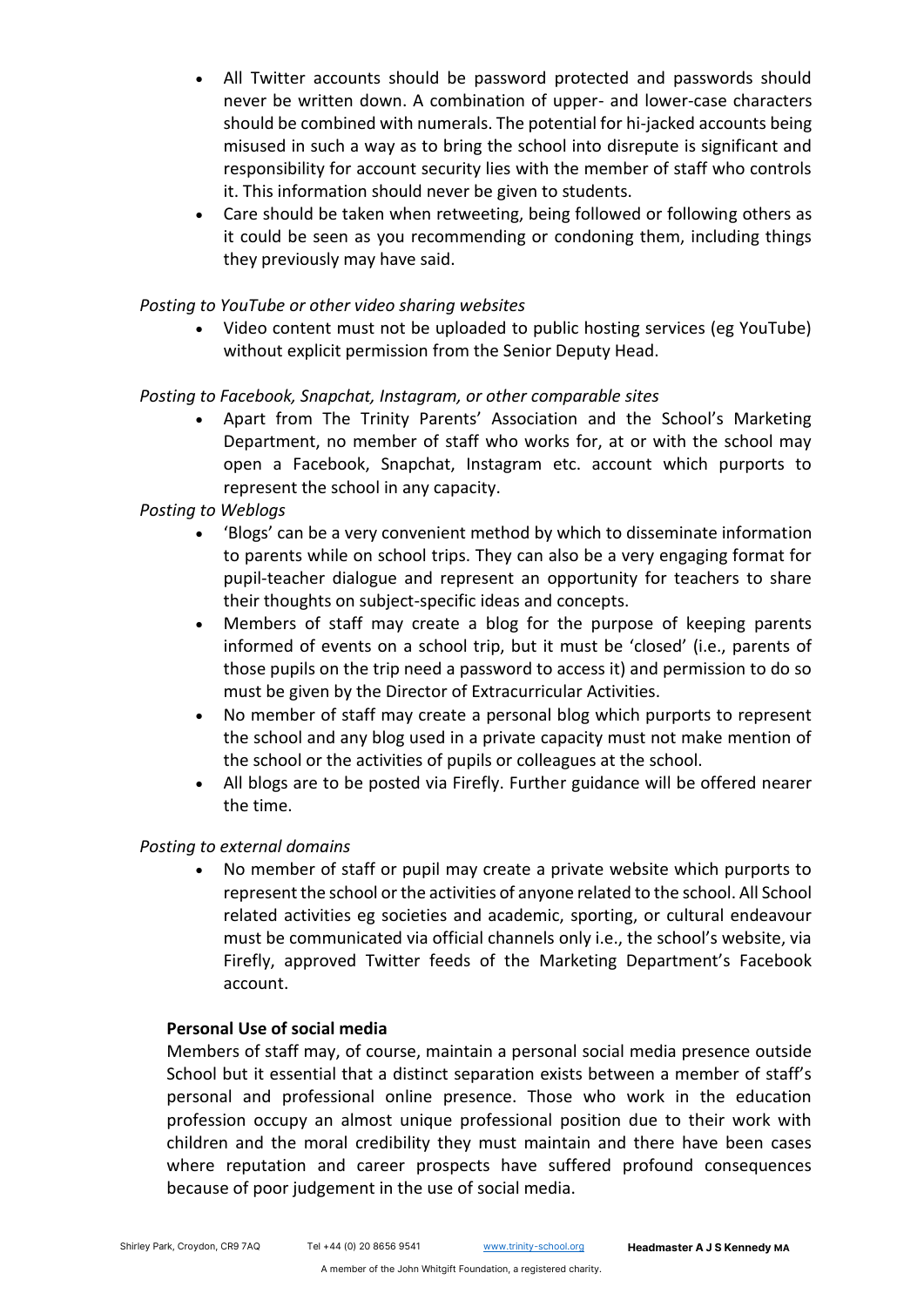- All Twitter accounts should be password protected and passwords should never be written down. A combination of upper- and lower-case characters should be combined with numerals. The potential for hi-jacked accounts being misused in such a way as to bring the school into disrepute is significant and responsibility for account security lies with the member of staff who controls it. This information should never be given to students.
- Care should be taken when retweeting, being followed or following others as it could be seen as you recommending or condoning them, including things they previously may have said.

*Posting to YouTube or other video sharing websites*

- Video content must not be uploaded to public hosting services (eg YouTube) without explicit permission from the Senior Deputy Head.

*Posting to Facebook, Snapchat, Instagram, or other comparable sites*

- Apart from The Trinity Parents' Association and the School's Marketing Department, no member of staff who works for, at or with the school may open a Facebook, Snapchat, Instagram etc. account which purports to represent the school in any capacity.

*Posting to Weblogs*

- 'Blogs' can be a very convenient method by which to disseminate information to parents while on school trips. They can also be a very engaging format for pupil-teacher dialogue and represent an opportunity for teachers to share their thoughts on subject-specific ideas and concepts.
- Members of staff may create a blog for the purpose of keeping parents informed of events on a school trip, but it must be 'closed' (i.e., parents of those pupils on the trip need a password to access it) and permission to do so must be given by the Director of Extracurricular Activities.
- No member of staff may create a personal blog which purports to represent the school and any blog used in a private capacity must not make mention of the school or the activities of pupils or colleagues at the school.
- All blogs are to be posted via Firefly. Further guidance will be offered nearer the time.

*Posting to external domains*

- No member of staff or pupil may create a private website which purports to represent the school or the activities of anyone related to the school. All School related activities eg societies and academic, sporting, or cultural endeavour must be communicated via official channels only i.e., the school's website, via Firefly, approved Twitter feeds of the Marketing Department's Facebook account.

**Personal Use of social media**

Members of staff may, of course, maintain a personal social media presence outside School but it essential that a distinct separation exists between a member of staff's personal and professional online presence. Those who work in the education profession occupy an almost unique professional position due to their work with children and the moral credibility they must maintain and there have been cases where reputation and career prospects have suffered profound consequences because of poor judgement in the use of social media.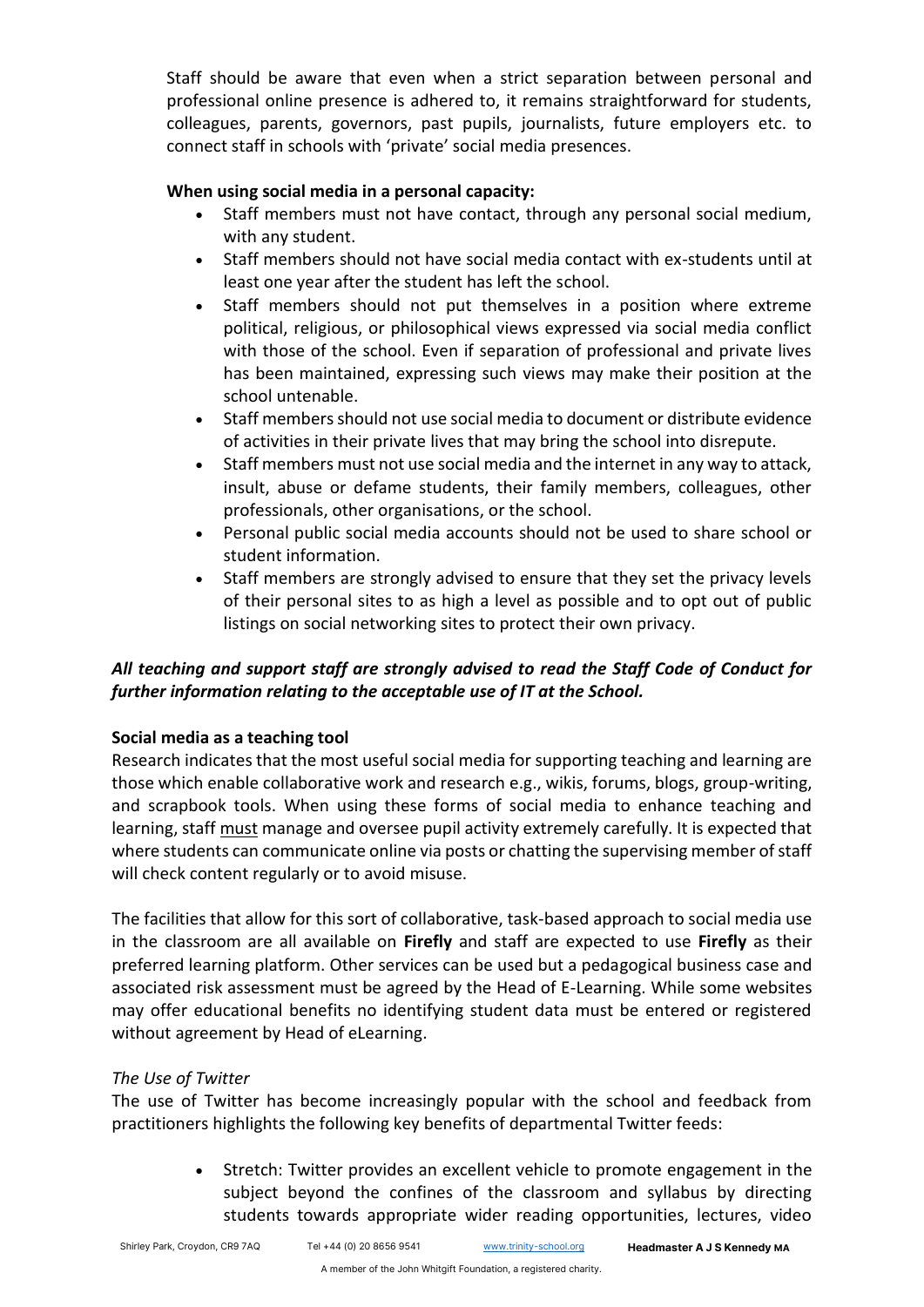Staff should be aware that even when a strict separation between personal and professional online presence is adhered to, it remains straightforward for students, colleagues, parents, governors, past pupils, journalists, future employers etc. to connect staff in schools with 'private' social media presences.

**When using social media in a personal capacity:**

- Staff members must not have contact, through any personal social medium, with any student.
- Staff members should not have social media contact with ex-students until at least one year after the student has left the school.
- Staff members should not put themselves in a position where extreme political, religious, or philosophical views expressed via social media conflict with those of the school. Even if separation of professional and private lives has been maintained, expressing such views may make their position at the school untenable.
- Staff members should not use social media to document or distribute evidence of activities in their private lives that may bring the school into disrepute.
- Staff members must not use social media and the internet in any way to attack, insult, abuse or defame students, their family members, colleagues, other professionals, other organisations, or the school.
- Personal public social media accounts should not be used to share school or student information.
- Staff members are strongly advised to ensure that they set the privacy levels of their personal sites to as high a level as possible and to opt out of public listings on social networking sites to protect their own privacy.

***All teaching and support staff are strongly advised to read the Staff Code of Conduct for further information relating to the acceptable use of IT at the School.***

**Social media as a teaching tool**

Research indicates that the most useful social media for supporting teaching and learning are those which enable collaborative work and research e.g., wikis, forums, blogs, group-writing, and scrapbook tools. When using these forms of social media to enhance teaching and learning, staff must manage and oversee pupil activity extremely carefully. It is expected that where students can communicate online via posts or chatting the supervising member of staff will check content regularly or to avoid misuse.

The facilities that allow for this sort of collaborative, task-based approach to social media use in the classroom are all available on **Firefly** and staff are expected to use **Firefly** as their preferred learning platform. Other services can be used but a pedagogical business case and associated risk assessment must be agreed by the Head of E-Learning. While some websites may offer educational benefits no identifying student data must be entered or registered without agreement by Head of eLearning.

*The Use of Twitter*

The use of Twitter has become increasingly popular with the school and feedback from practitioners highlights the following key benefits of departmental Twitter feeds:

- Stretch: Twitter provides an excellent vehicle to promote engagement in the subject beyond the confines of the classroom and syllabus by directing students towards appropriate wider reading opportunities, lectures, video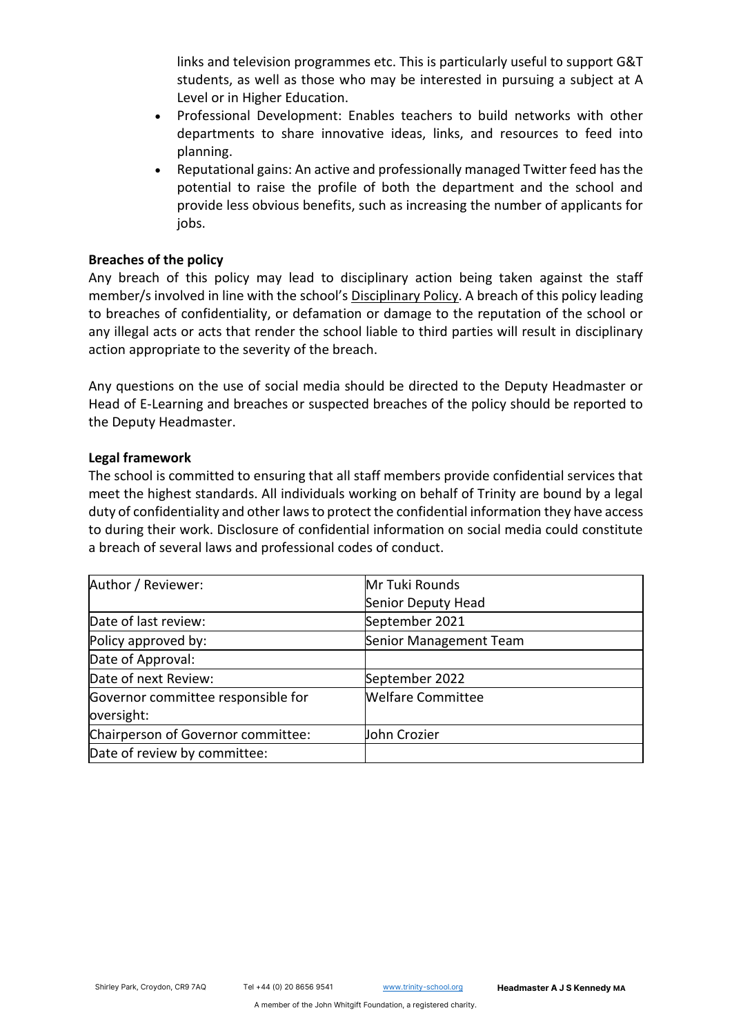links and television programmes etc. This is particularly useful to support G&T students, as well as those who may be interested in pursuing a subject at A Level or in Higher Education.

- Professional Development: Enables teachers to build networks with other departments to share innovative ideas, links, and resources to feed into planning.
- Reputational gains: An active and professionally managed Twitter feed has the potential to raise the profile of both the department and the school and provide less obvious benefits, such as increasing the number of applicants for jobs.

**Breaches of the policy**

Any breach of this policy may lead to disciplinary action being taken against the staff member/s involved in line with the school's Disciplinary Policy. A breach of this policy leading to breaches of confidentiality, or defamation or damage to the reputation of the school or any illegal acts or acts that render the school liable to third parties will result in disciplinary action appropriate to the severity of the breach.

Any questions on the use of social media should be directed to the Deputy Headmaster or Head of E-Learning and breaches or suspected breaches of the policy should be reported to the Deputy Headmaster.

**Legal framework**

The school is committed to ensuring that all staff members provide confidential services that meet the highest standards. All individuals working on behalf of Trinity are bound by a legal duty of confidentiality and other laws to protect the confidential information they have access to during their work. Disclosure of confidential information on social media could constitute a breach of several laws and professional codes of conduct.

| | |
|---|---|
| Author / Reviewer: | Mr Tuki Rounds<br>Senior Deputy Head |
| Date of last review: | September 2021 |
| Policy approved by: | Senior Management Team |
| Date of Approval: | |
| Date of next Review: | September 2022 |
| Governor committee responsible for oversight: | Welfare Committee |
| Chairperson of Governor committee: | John Crozier |
| Date of review by committee: | |

Shirley Park, Croydon, CR9 7AQ    Tel +44 (0) 20 8656 9541    www.trinity-school.org    **Headmaster A J S Kennedy MA**

A member of the John Whitgift Foundation, a registered charity.